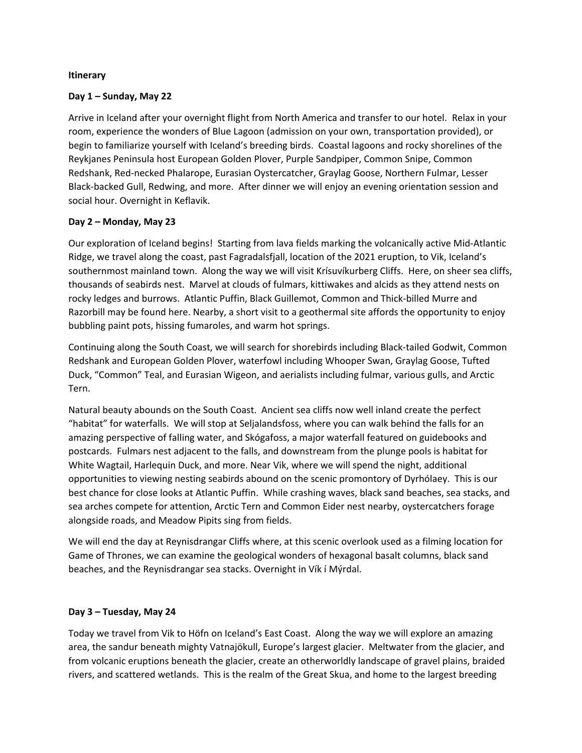**Itinerary**

**Day 1 – Sunday, May 22**

Arrive in Iceland after your overnight flight from North America and transfer to our hotel. Relax in your room, experience the wonders of Blue Lagoon (admission on your own, transportation provided), or begin to familiarize yourself with Iceland's breeding birds. Coastal lagoons and rocky shorelines of the Reykjanes Peninsula host European Golden Plover, Purple Sandpiper, Common Snipe, Common Redshank, Red-necked Phalarope, Eurasian Oystercatcher, Graylag Goose, Northern Fulmar, Lesser Black-backed Gull, Redwing, and more. After dinner we will enjoy an evening orientation session and social hour. Overnight in Keflavik.

**Day 2 – Monday, May 23**

Our exploration of Iceland begins! Starting from lava fields marking the volcanically active Mid-Atlantic Ridge, we travel along the coast, past Fagradalsfjall, location of the 2021 eruption, to Vik, Iceland's southernmost mainland town. Along the way we will visit Krísuvíkurberg Cliffs. Here, on sheer sea cliffs, thousands of seabirds nest. Marvel at clouds of fulmars, kittiwakes and alcids as they attend nests on rocky ledges and burrows. Atlantic Puffin, Black Guillemot, Common and Thick-billed Murre and Razorbill may be found here. Nearby, a short visit to a geothermal site affords the opportunity to enjoy bubbling paint pots, hissing fumaroles, and warm hot springs.

Continuing along the South Coast, we will search for shorebirds including Black-tailed Godwit, Common Redshank and European Golden Plover, waterfowl including Whooper Swan, Graylag Goose, Tufted Duck, "Common" Teal, and Eurasian Wigeon, and aerialists including fulmar, various gulls, and Arctic Tern.

Natural beauty abounds on the South Coast. Ancient sea cliffs now well inland create the perfect "habitat" for waterfalls. We will stop at Seljalandsfoss, where you can walk behind the falls for an amazing perspective of falling water, and Skógafoss, a major waterfall featured on guidebooks and postcards. Fulmars nest adjacent to the falls, and downstream from the plunge pools is habitat for White Wagtail, Harlequin Duck, and more. Near Vik, where we will spend the night, additional opportunities to viewing nesting seabirds abound on the scenic promontory of Dyrhólaey. This is our best chance for close looks at Atlantic Puffin. While crashing waves, black sand beaches, sea stacks, and sea arches compete for attention, Arctic Tern and Common Eider nest nearby, oystercatchers forage alongside roads, and Meadow Pipits sing from fields.

We will end the day at Reynisdrangar Cliffs where, at this scenic overlook used as a filming location for Game of Thrones, we can examine the geological wonders of hexagonal basalt columns, black sand beaches, and the Reynisdrangar sea stacks. Overnight in Vík í Mýrdal.

**Day 3 – Tuesday, May 24**

Today we travel from Vik to Höfn on Iceland's East Coast. Along the way we will explore an amazing area, the sandur beneath mighty Vatnajökull, Europe's largest glacier. Meltwater from the glacier, and from volcanic eruptions beneath the glacier, create an otherworldly landscape of gravel plains, braided rivers, and scattered wetlands. This is the realm of the Great Skua, and home to the largest breeding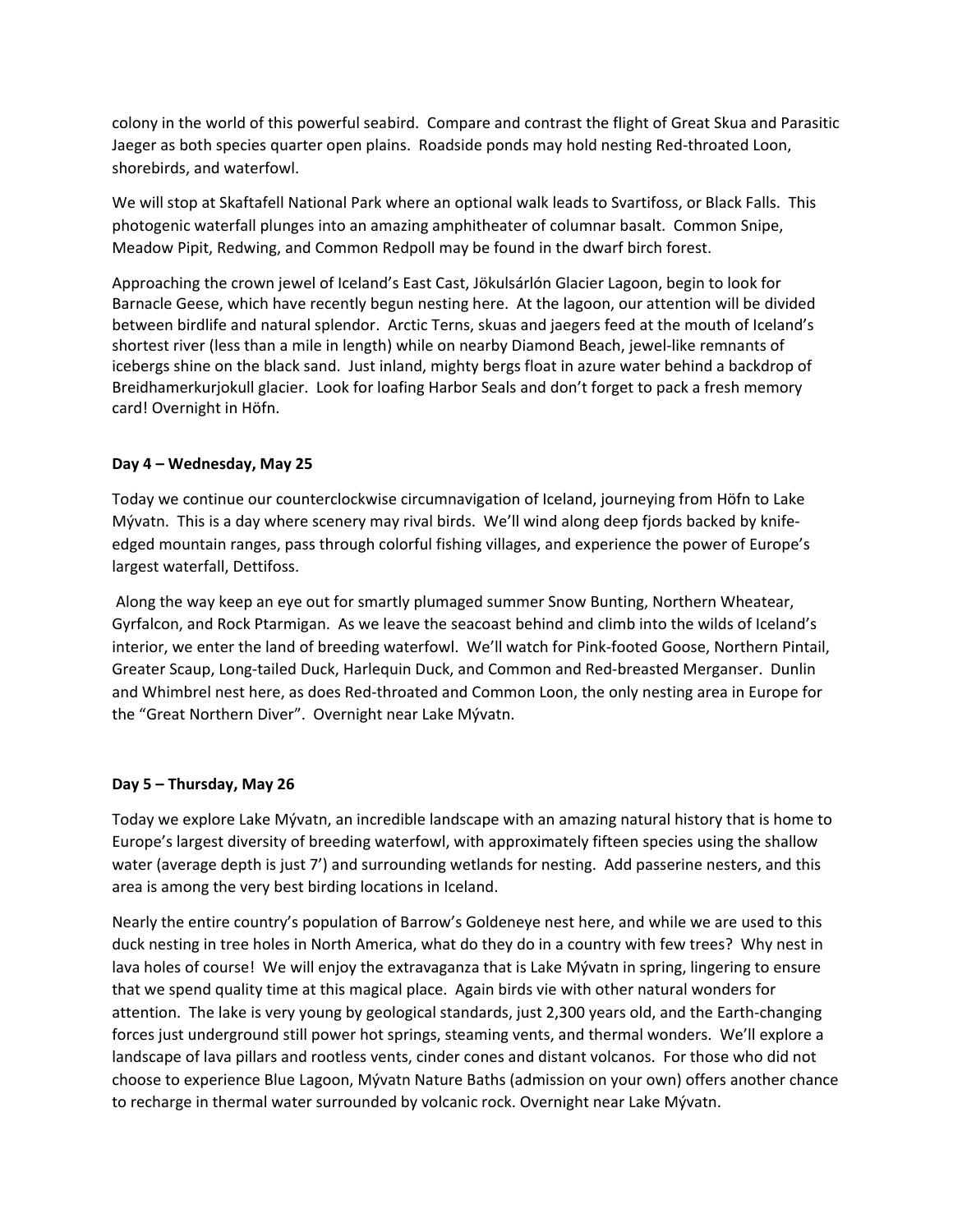colony in the world of this powerful seabird. Compare and contrast the flight of Great Skua and Parasitic Jaeger as both species quarter open plains. Roadside ponds may hold nesting Red-throated Loon, shorebirds, and waterfowl.

We will stop at Skaftafell National Park where an optional walk leads to Svartifoss, or Black Falls. This photogenic waterfall plunges into an amazing amphitheater of columnar basalt. Common Snipe, Meadow Pipit, Redwing, and Common Redpoll may be found in the dwarf birch forest.

Approaching the crown jewel of Iceland's East Cast, Jökulsárlón Glacier Lagoon, begin to look for Barnacle Geese, which have recently begun nesting here. At the lagoon, our attention will be divided between birdlife and natural splendor. Arctic Terns, skuas and jaegers feed at the mouth of Iceland's shortest river (less than a mile in length) while on nearby Diamond Beach, jewel-like remnants of icebergs shine on the black sand. Just inland, mighty bergs float in azure water behind a backdrop of Breidhamerkurjokull glacier. Look for loafing Harbor Seals and don't forget to pack a fresh memory card! Overnight in Höfn.

**Day 4 – Wednesday, May 25**

Today we continue our counterclockwise circumnavigation of Iceland, journeying from Höfn to Lake Mývatn. This is a day where scenery may rival birds. We'll wind along deep fjords backed by knife-edged mountain ranges, pass through colorful fishing villages, and experience the power of Europe's largest waterfall, Dettifoss.

Along the way keep an eye out for smartly plumaged summer Snow Bunting, Northern Wheatear, Gyrfalcon, and Rock Ptarmigan. As we leave the seacoast behind and climb into the wilds of Iceland's interior, we enter the land of breeding waterfowl. We'll watch for Pink-footed Goose, Northern Pintail, Greater Scaup, Long-tailed Duck, Harlequin Duck, and Common and Red-breasted Merganser. Dunlin and Whimbrel nest here, as does Red-throated and Common Loon, the only nesting area in Europe for the "Great Northern Diver". Overnight near Lake Mývatn.

**Day 5 – Thursday, May 26**

Today we explore Lake Mývatn, an incredible landscape with an amazing natural history that is home to Europe's largest diversity of breeding waterfowl, with approximately fifteen species using the shallow water (average depth is just 7') and surrounding wetlands for nesting. Add passerine nesters, and this area is among the very best birding locations in Iceland.

Nearly the entire country's population of Barrow's Goldeneye nest here, and while we are used to this duck nesting in tree holes in North America, what do they do in a country with few trees? Why nest in lava holes of course! We will enjoy the extravaganza that is Lake Mývatn in spring, lingering to ensure that we spend quality time at this magical place. Again birds vie with other natural wonders for attention. The lake is very young by geological standards, just 2,300 years old, and the Earth-changing forces just underground still power hot springs, steaming vents, and thermal wonders. We'll explore a landscape of lava pillars and rootless vents, cinder cones and distant volcanos. For those who did not choose to experience Blue Lagoon, Mývatn Nature Baths (admission on your own) offers another chance to recharge in thermal water surrounded by volcanic rock. Overnight near Lake Mývatn.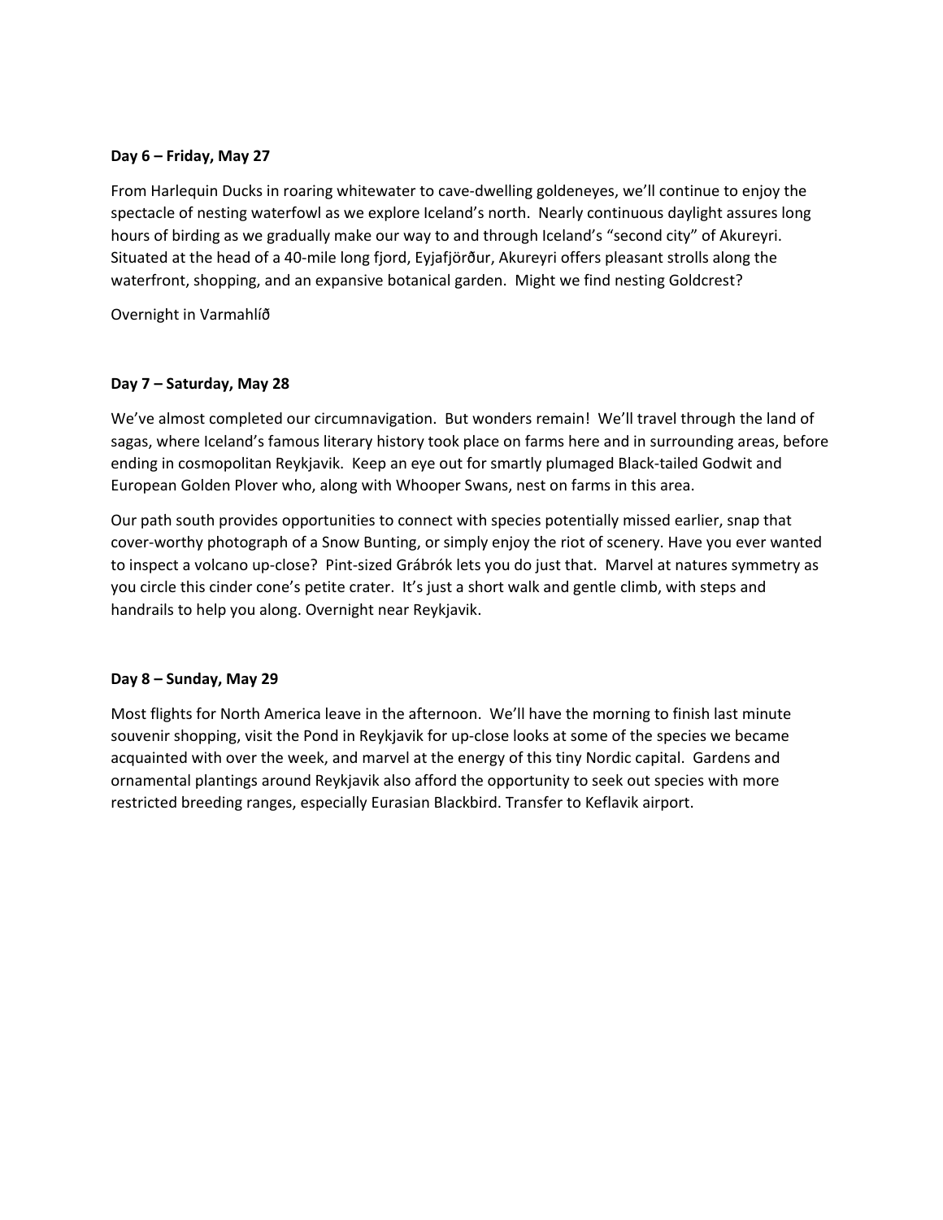**Day 6 – Friday, May 27**

From Harlequin Ducks in roaring whitewater to cave-dwelling goldeneyes, we'll continue to enjoy the spectacle of nesting waterfowl as we explore Iceland's north. Nearly continuous daylight assures long hours of birding as we gradually make our way to and through Iceland's "second city" of Akureyri. Situated at the head of a 40-mile long fjord, Eyjafjörður, Akureyri offers pleasant strolls along the waterfront, shopping, and an expansive botanical garden. Might we find nesting Goldcrest?

Overnight in Varmahlíð

**Day 7 – Saturday, May 28**

We've almost completed our circumnavigation. But wonders remain! We'll travel through the land of sagas, where Iceland's famous literary history took place on farms here and in surrounding areas, before ending in cosmopolitan Reykjavik. Keep an eye out for smartly plumaged Black-tailed Godwit and European Golden Plover who, along with Whooper Swans, nest on farms in this area.

Our path south provides opportunities to connect with species potentially missed earlier, snap that cover-worthy photograph of a Snow Bunting, or simply enjoy the riot of scenery. Have you ever wanted to inspect a volcano up-close? Pint-sized Grábrók lets you do just that. Marvel at natures symmetry as you circle this cinder cone's petite crater. It's just a short walk and gentle climb, with steps and handrails to help you along. Overnight near Reykjavik.

**Day 8 – Sunday, May 29**

Most flights for North America leave in the afternoon. We'll have the morning to finish last minute souvenir shopping, visit the Pond in Reykjavik for up-close looks at some of the species we became acquainted with over the week, and marvel at the energy of this tiny Nordic capital. Gardens and ornamental plantings around Reykjavik also afford the opportunity to seek out species with more restricted breeding ranges, especially Eurasian Blackbird. Transfer to Keflavik airport.